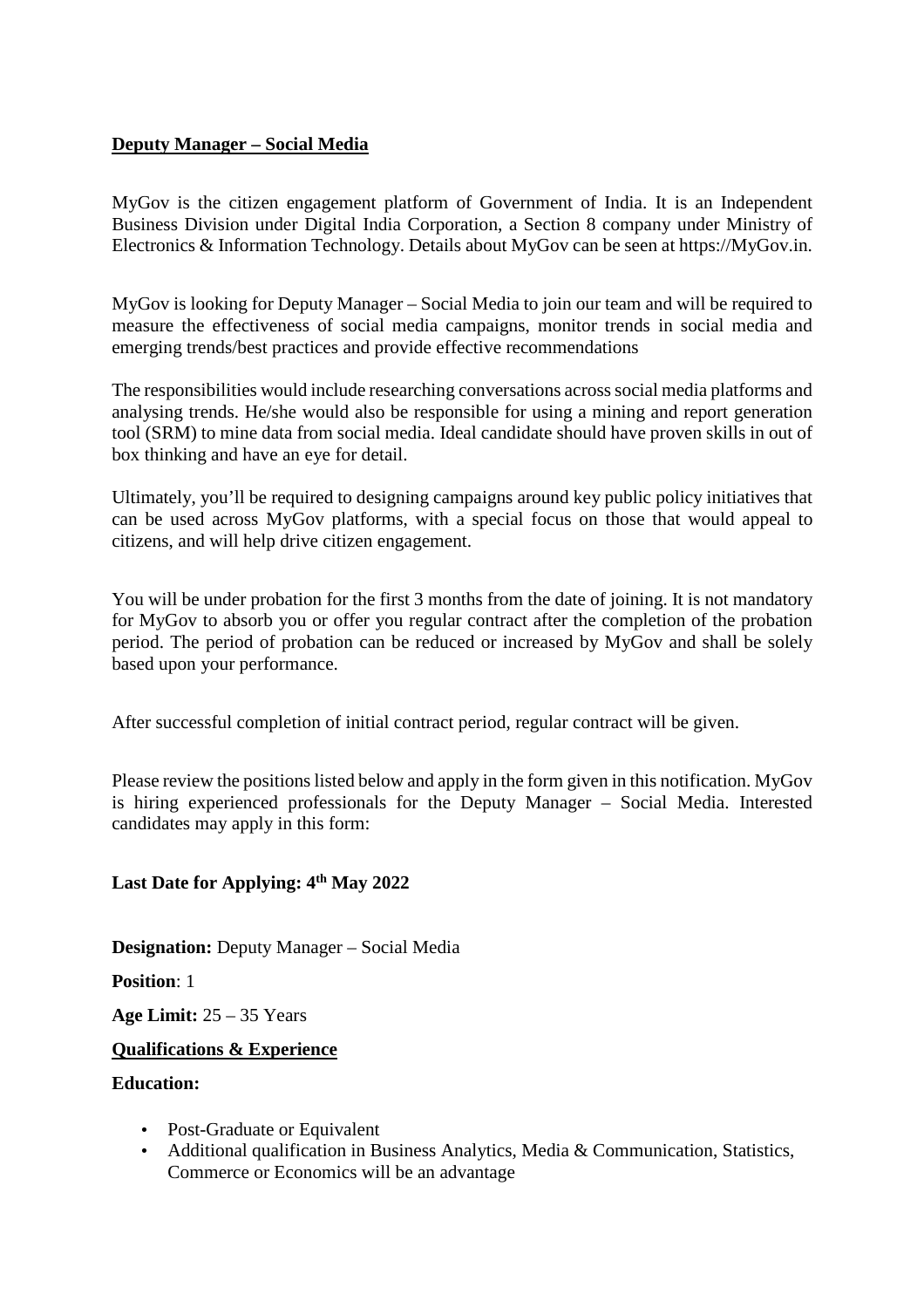## **Deputy Manager – Social Media**

MyGov is the citizen engagement platform of Government of India. It is an Independent Business Division under Digital India Corporation, a Section 8 company under Ministry of Electronics & Information Technology. Details about MyGov can be seen at https://MyGov.in.

MyGov is looking for Deputy Manager – Social Media to join our team and will be required to measure the effectiveness of social media campaigns, monitor trends in social media and emerging trends/best practices and provide effective recommendations

The responsibilities would include researching conversations across social media platforms and analysing trends. He/she would also be responsible for using a mining and report generation tool (SRM) to mine data from social media. Ideal candidate should have proven skills in out of box thinking and have an eye for detail.

Ultimately, you'll be required to designing campaigns around key public policy initiatives that can be used across MyGov platforms, with a special focus on those that would appeal to citizens, and will help drive citizen engagement.

You will be under probation for the first 3 months from the date of joining. It is not mandatory for MyGov to absorb you or offer you regular contract after the completion of the probation period. The period of probation can be reduced or increased by MyGov and shall be solely based upon your performance.

After successful completion of initial contract period, regular contract will be given.

Please review the positions listed below and apply in the form given in this notification. MyGov is hiring experienced professionals for the Deputy Manager – Social Media. Interested candidates may apply in this form:

**Last Date for Applying: 4th May 2022**

**Designation:** Deputy Manager – Social Media

**Position**: 1

**Age Limit:** 25 – 35 Years

**Qualifications & Experience**

**Education:**

- Post-Graduate or Equivalent
- Additional qualification in Business Analytics, Media & Communication, Statistics, Commerce or Economics will be an advantage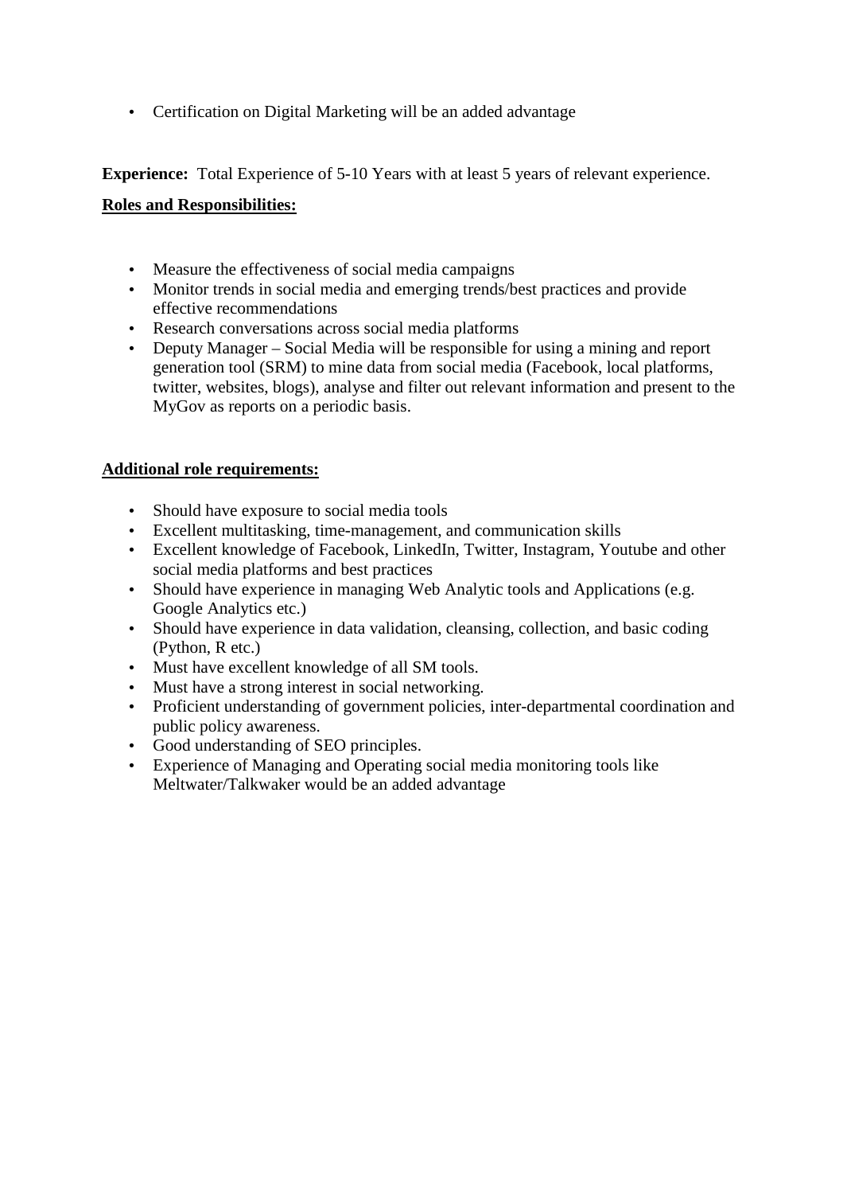- Certification on Digital Marketing will be an added advantage

**Experience:** Total Experience of 5-10 Years with at least 5 years of relevant experience.

**Roles and Responsibilities:**

- Measure the effectiveness of social media campaigns
- Monitor trends in social media and emerging trends/best practices and provide effective recommendations
- Research conversations across social media platforms
- Deputy Manager – Social Media will be responsible for using a mining and report generation tool (SRM) to mine data from social media (Facebook, local platforms, twitter, websites, blogs), analyse and filter out relevant information and present to the MyGov as reports on a periodic basis.

**Additional role requirements:**

- Should have exposure to social media tools
- Excellent multitasking, time-management, and communication skills
- Excellent knowledge of Facebook, LinkedIn, Twitter, Instagram, Youtube and other social media platforms and best practices
- Should have experience in managing Web Analytic tools and Applications (e.g. Google Analytics etc.)
- Should have experience in data validation, cleansing, collection, and basic coding (Python, R etc.)
- Must have excellent knowledge of all SM tools.
- Must have a strong interest in social networking.
- Proficient understanding of government policies, inter-departmental coordination and public policy awareness.
- Good understanding of SEO principles.
- Experience of Managing and Operating social media monitoring tools like Meltwater/Talkwaker would be an added advantage